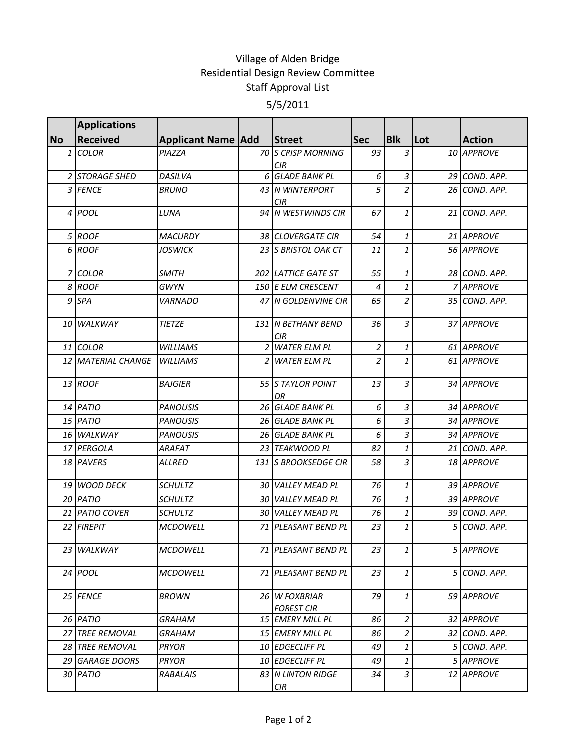# Village of Alden Bridge
## Residential Design Review Committee
## Staff Approval List
## 5/5/2011

| No | Applications Received | Applicant Name | Add | Street | Sec | Blk | Lot | Action |
|---|---|---|---|---|---|---|---|---|
| 1 | COLOR | PIAZZA | 70 | S CRISP MORNING CIR | 93 | 3 | 10 | APPROVE |
| 2 | STORAGE SHED | DASILVA | 6 | GLADE BANK PL | 6 | 3 | 29 | COND. APP. |
| 3 | FENCE | BRUNO | 43 | N WINTERPORT CIR | 5 | 2 | 26 | COND. APP. |
| 4 | POOL | LUNA | 94 | N WESTWINDS CIR | 67 | 1 | 21 | COND. APP. |
| 5 | ROOF | MACURDY | 38 | CLOVERGATE CIR | 54 | 1 | 21 | APPROVE |
| 6 | ROOF | JOSWICK | 23 | S BRISTOL OAK CT | 11 | 1 | 56 | APPROVE |
| 7 | COLOR | SMITH | 202 | LATTICE GATE ST | 55 | 1 | 28 | COND. APP. |
| 8 | ROOF | GWYN | 150 | E ELM CRESCENT | 4 | 1 | 7 | APPROVE |
| 9 | SPA | VARNADO | 47 | N GOLDENVINE CIR | 65 | 2 | 35 | COND. APP. |
| 10 | WALKWAY | TIETZE | 131 | N BETHANY BEND CIR | 36 | 3 | 37 | APPROVE |
| 11 | COLOR | WILLIAMS | 2 | WATER ELM PL | 2 | 1 | 61 | APPROVE |
| 12 | MATERIAL CHANGE | WILLIAMS | 2 | WATER ELM PL | 2 | 1 | 61 | APPROVE |
| 13 | ROOF | BAJGIER | 55 | S TAYLOR POINT DR | 13 | 3 | 34 | APPROVE |
| 14 | PATIO | PANOUSIS | 26 | GLADE BANK PL | 6 | 3 | 34 | APPROVE |
| 15 | PATIO | PANOUSIS | 26 | GLADE BANK PL | 6 | 3 | 34 | APPROVE |
| 16 | WALKWAY | PANOUSIS | 26 | GLADE BANK PL | 6 | 3 | 34 | APPROVE |
| 17 | PERGOLA | ARAFAT | 23 | TEAKWOOD PL | 82 | 1 | 21 | COND. APP. |
| 18 | PAVERS | ALLRED | 131 | S BROOKSEDGE CIR | 58 | 3 | 18 | APPROVE |
| 19 | WOOD DECK | SCHULTZ | 30 | VALLEY MEAD PL | 76 | 1 | 39 | APPROVE |
| 20 | PATIO | SCHULTZ | 30 | VALLEY MEAD PL | 76 | 1 | 39 | APPROVE |
| 21 | PATIO COVER | SCHULTZ | 30 | VALLEY MEAD PL | 76 | 1 | 39 | COND. APP. |
| 22 | FIREPIT | MCDOWELL | 71 | PLEASANT BEND PL | 23 | 1 | 5 | COND. APP. |
| 23 | WALKWAY | MCDOWELL | 71 | PLEASANT BEND PL | 23 | 1 | 5 | APPROVE |
| 24 | POOL | MCDOWELL | 71 | PLEASANT BEND PL | 23 | 1 | 5 | COND. APP. |
| 25 | FENCE | BROWN | 26 | W FOXBRIAR FOREST CIR | 79 | 1 | 59 | APPROVE |
| 26 | PATIO | GRAHAM | 15 | EMERY MILL PL | 86 | 2 | 32 | APPROVE |
| 27 | TREE REMOVAL | GRAHAM | 15 | EMERY MILL PL | 86 | 2 | 32 | COND. APP. |
| 28 | TREE REMOVAL | PRYOR | 10 | EDGECLIFF PL | 49 | 1 | 5 | COND. APP. |
| 29 | GARAGE DOORS | PRYOR | 10 | EDGECLIFF PL | 49 | 1 | 5 | APPROVE |
| 30 | PATIO | RABALAIS | 83 | N LINTON RIDGE CIR | 34 | 3 | 12 | APPROVE |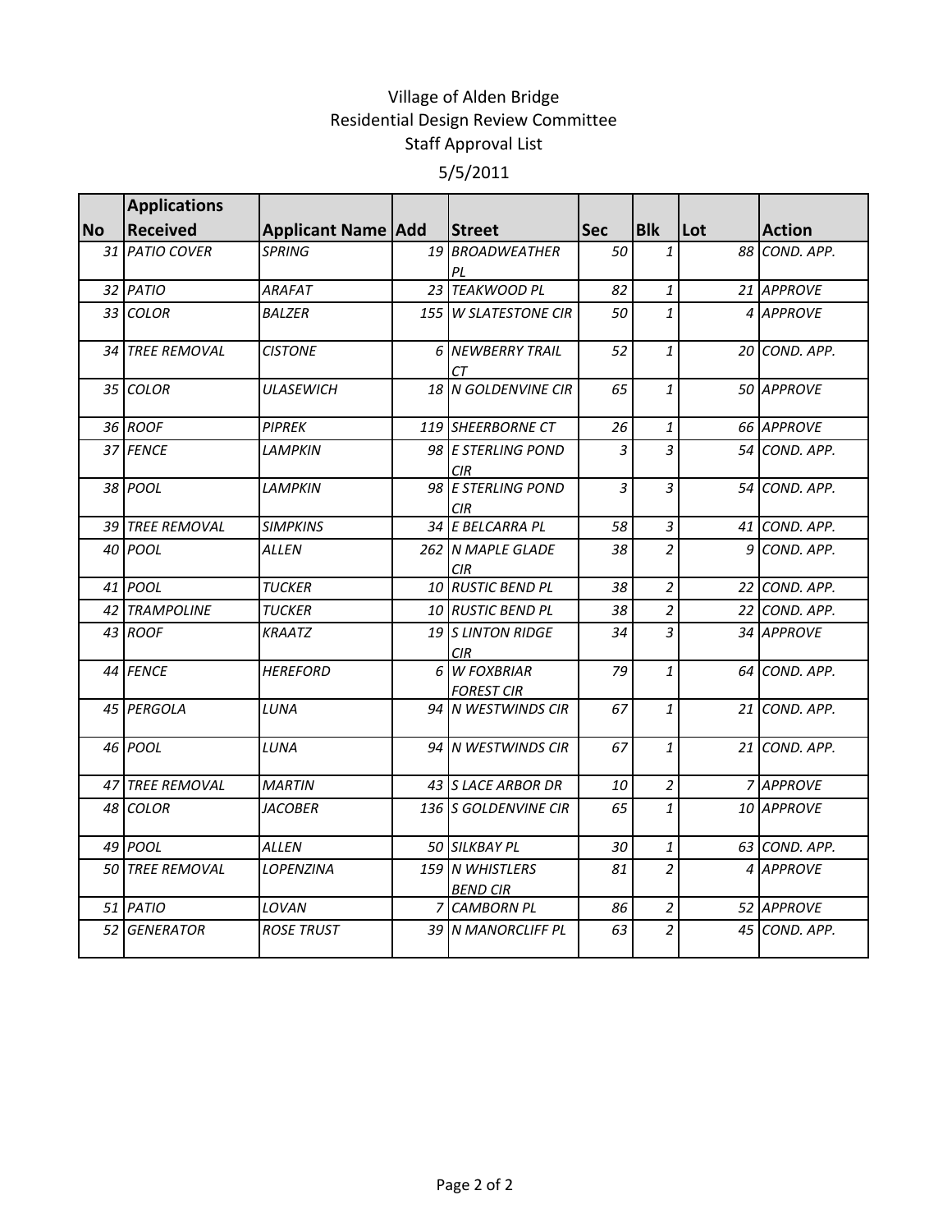Village of Alden Bridge
Residential Design Review Committee
Staff Approval List
5/5/2011

| No | Applications Received | Applicant Name | Add | Street | Sec | Blk | Lot | Action |
|---|---|---|---|---|---|---|---|---|
| 31 | PATIO COVER | SPRING | 19 | BROADWEATHER PL | 50 | 1 | 88 | COND. APP. |
| 32 | PATIO | ARAFAT | 23 | TEAKWOOD PL | 82 | 1 | 21 | APPROVE |
| 33 | COLOR | BALZER | 155 | W SLATESTONE CIR | 50 | 1 | 4 | APPROVE |
| 34 | TREE REMOVAL | CISTONE | 6 | NEWBERRY TRAIL CT | 52 | 1 | 20 | COND. APP. |
| 35 | COLOR | ULASEWICH | 18 | N GOLDENVINE CIR | 65 | 1 | 50 | APPROVE |
| 36 | ROOF | PIPREK | 119 | SHEERBORNE CT | 26 | 1 | 66 | APPROVE |
| 37 | FENCE | LAMPKIN | 98 | E STERLING POND CIR | 3 | 3 | 54 | COND. APP. |
| 38 | POOL | LAMPKIN | 98 | E STERLING POND CIR | 3 | 3 | 54 | COND. APP. |
| 39 | TREE REMOVAL | SIMPKINS | 34 | E BELCARRA PL | 58 | 3 | 41 | COND. APP. |
| 40 | POOL | ALLEN | 262 | N MAPLE GLADE CIR | 38 | 2 | 9 | COND. APP. |
| 41 | POOL | TUCKER | 10 | RUSTIC BEND PL | 38 | 2 | 22 | COND. APP. |
| 42 | TRAMPOLINE | TUCKER | 10 | RUSTIC BEND PL | 38 | 2 | 22 | COND. APP. |
| 43 | ROOF | KRAATZ | 19 | S LINTON RIDGE CIR | 34 | 3 | 34 | APPROVE |
| 44 | FENCE | HEREFORD | 6 | W FOXBRIAR FOREST CIR | 79 | 1 | 64 | COND. APP. |
| 45 | PERGOLA | LUNA | 94 | N WESTWINDS CIR | 67 | 1 | 21 | COND. APP. |
| 46 | POOL | LUNA | 94 | N WESTWINDS CIR | 67 | 1 | 21 | COND. APP. |
| 47 | TREE REMOVAL | MARTIN | 43 | S LACE ARBOR DR | 10 | 2 | 7 | APPROVE |
| 48 | COLOR | JACOBER | 136 | S GOLDENVINE CIR | 65 | 1 | 10 | APPROVE |
| 49 | POOL | ALLEN | 50 | SILKBAY PL | 30 | 1 | 63 | COND. APP. |
| 50 | TREE REMOVAL | LOPENZINA | 159 | N WHISTLERS BEND CIR | 81 | 2 | 4 | APPROVE |
| 51 | PATIO | LOVAN | 7 | CAMBORN PL | 86 | 2 | 52 | APPROVE |
| 52 | GENERATOR | ROSE TRUST | 39 | N MANORCLIFF PL | 63 | 2 | 45 | COND. APP. |